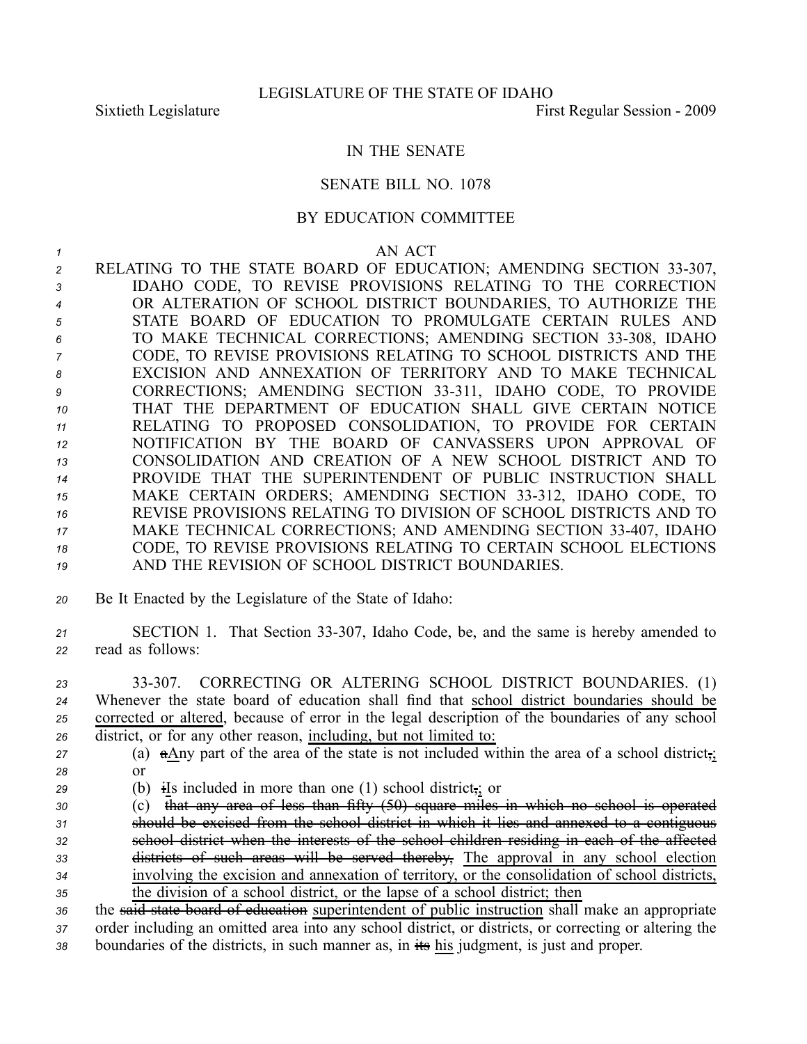LEGISLATURE OF THE STATE OF IDAHO

Sixtieth Legislature First Regular Session - 2009

IN THE SENATE

SENATE BILL NO. 1078

BY EDUCATION COMMITTEE

AN ACT

RELATING TO THE STATE BOARD OF EDUCATION; AMENDING SECTION 33-307, IDAHO CODE, TO REVISE PROVISIONS RELATING TO THE CORRECTION OR ALTERATION OF SCHOOL DISTRICT BOUNDARIES, TO AUTHORIZE THE STATE BOARD OF EDUCATION TO PROMULGATE CERTAIN RULES AND TO MAKE TECHNICAL CORRECTIONS; AMENDING SECTION 33-308, IDAHO CODE, TO REVISE PROVISIONS RELATING TO SCHOOL DISTRICTS AND THE EXCISION AND ANNEXATION OF TERRITORY AND TO MAKE TECHNICAL CORRECTIONS; AMENDING SECTION 33-311, IDAHO CODE, TO PROVIDE THAT THE DEPARTMENT OF EDUCATION SHALL GIVE CERTAIN NOTICE RELATING TO PROPOSED CONSOLIDATION, TO PROVIDE FOR CERTAIN NOTIFICATION BY THE BOARD OF CANVASSERS UPON APPROVAL OF CONSOLIDATION AND CREATION OF A NEW SCHOOL DISTRICT AND TO PROVIDE THAT THE SUPERINTENDENT OF PUBLIC INSTRUCTION SHALL MAKE CERTAIN ORDERS; AMENDING SECTION 33-312, IDAHO CODE, TO REVISE PROVISIONS RELATING TO DIVISION OF SCHOOL DISTRICTS AND TO MAKE TECHNICAL CORRECTIONS; AND AMENDING SECTION 33-407, IDAHO CODE, TO REVISE PROVISIONS RELATING TO CERTAIN SCHOOL ELECTIONS AND THE REVISION OF SCHOOL DISTRICT BOUNDARIES.

Be It Enacted by the Legislature of the State of Idaho:

SECTION 1. That Section 33-307, Idaho Code, be, and the same is hereby amended to read as follows:

33-307. CORRECTING OR ALTERING SCHOOL DISTRICT BOUNDARIES. (1) Whenever the state board of education shall find that school district boundaries should be corrected or altered, because of error in the legal description of the boundaries of any school district, or for any other reason, including, but not limited to:

(a) ~~a~~Any part of the area of the state is not included within the area of a school district~~,~~; or

(b) ~~i~~Is included in more than one (1) school district~~,~~; or

(c) ~~that any area of less than fifty (50) square miles in which no school is operated should be excised from the school district in which it lies and annexed to a contiguous school district when the interests of the school children residing in each of the affected districts of such areas will be served thereby,~~ The approval in any school election involving the excision and annexation of territory, or the consolidation of school districts, the division of a school district, or the lapse of a school district; then

the ~~said state board of education~~ superintendent of public instruction shall make an appropriate order including an omitted area into any school district, or districts, or correcting or altering the boundaries of the districts, in such manner as, in ~~its~~ his judgment, is just and proper.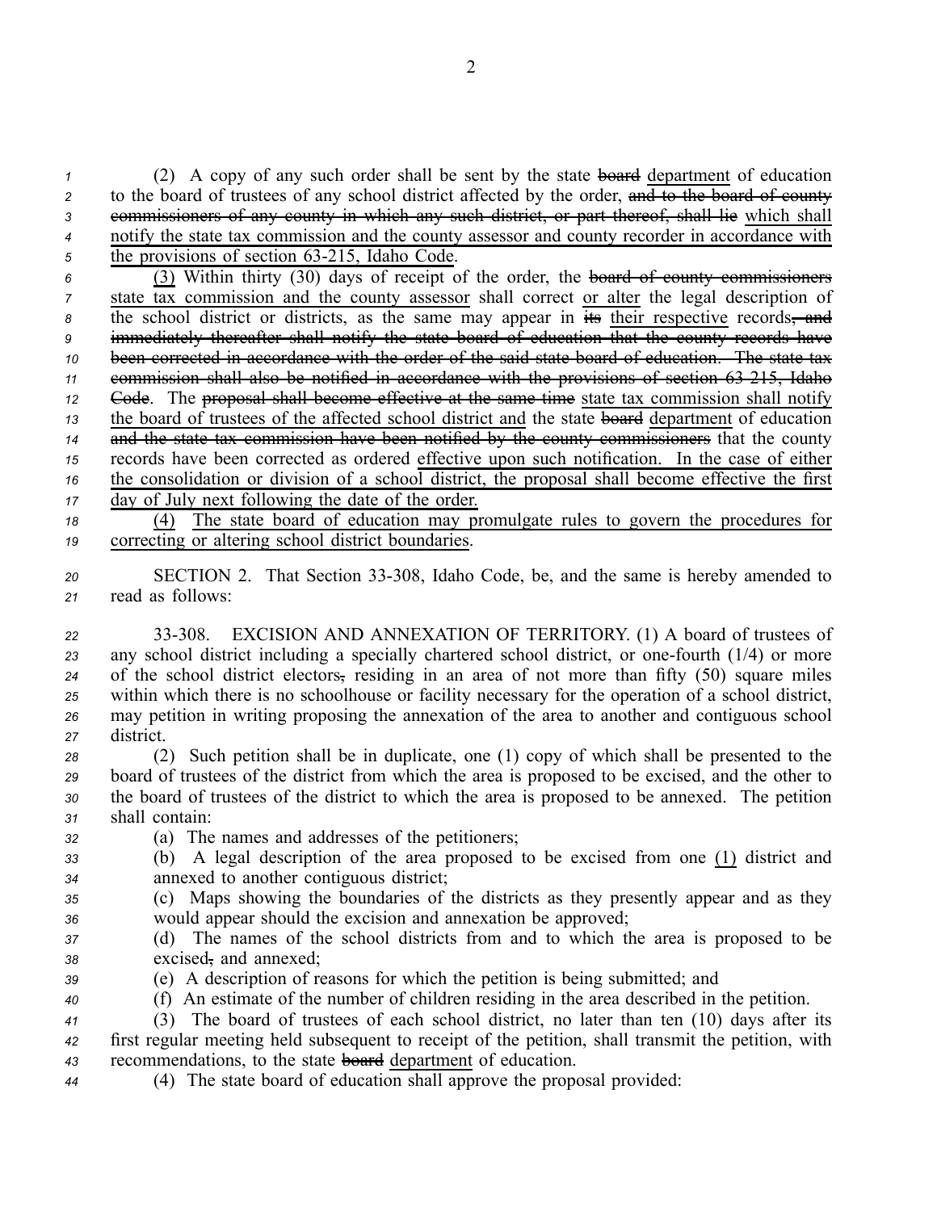(2) A copy of any such order shall be sent by the state ~~board~~ <u>department</u> of education to the board of trustees of any school district affected by the order, ~~and to the board of county commissioners of any county in which any such district, or part thereof, shall lie~~ <u>which shall notify the state tax commission and the county assessor and county recorder in accordance with the provisions of section 63-215, Idaho Code</u>.

<u>(3)</u> Within thirty (30) days of receipt of the order, the ~~board of county commissioners~~ <u>state tax commission and the county assessor</u> shall correct <u>or alter</u> the legal description of the school district or districts, as the same may appear in ~~its~~ <u>their respective</u> records~~, and immediately thereafter shall notify the state board of education that the county records have been corrected in accordance with the order of the said state board of education. The state tax commission shall also be notified in accordance with the provisions of section 63-215, Idaho Code~~. The ~~proposal shall become effective at the same time~~ <u>state tax commission shall notify the board of trustees of the affected school district and</u> the state ~~board~~ <u>department</u> of education ~~and the state tax commission have been notified by the county commissioners~~ that the county records have been corrected as ordered <u>effective upon such notification. In the case of either the consolidation or division of a school district, the proposal shall become effective the first day of July next following the date of the order.</u>

<u>(4) The state board of education may promulgate rules to govern the procedures for correcting or altering school district boundaries</u>.

SECTION 2. That Section 33-308, Idaho Code, be, and the same is hereby amended to read as follows:

33-308. EXCISION AND ANNEXATION OF TERRITORY. (1) A board of trustees of any school district including a specially chartered school district, or one-fourth (1/4) or more of the school district electors~~,~~ residing in an area of not more than fifty (50) square miles within which there is no schoolhouse or facility necessary for the operation of a school district, may petition in writing proposing the annexation of the area to another and contiguous school district.

(2) Such petition shall be in duplicate, one (1) copy of which shall be presented to the board of trustees of the district from which the area is proposed to be excised, and the other to the board of trustees of the district to which the area is proposed to be annexed. The petition shall contain:

(a) The names and addresses of the petitioners;

(b) A legal description of the area proposed to be excised from one <u>(1)</u> district and annexed to another contiguous district;

(c) Maps showing the boundaries of the districts as they presently appear and as they would appear should the excision and annexation be approved;

(d) The names of the school districts from and to which the area is proposed to be excised~~,~~ and annexed;

(e) A description of reasons for which the petition is being submitted; and

(f) An estimate of the number of children residing in the area described in the petition.

(3) The board of trustees of each school district, no later than ten (10) days after its first regular meeting held subsequent to receipt of the petition, shall transmit the petition, with recommendations, to the state ~~board~~ <u>department</u> of education.

(4) The state board of education shall approve the proposal provided: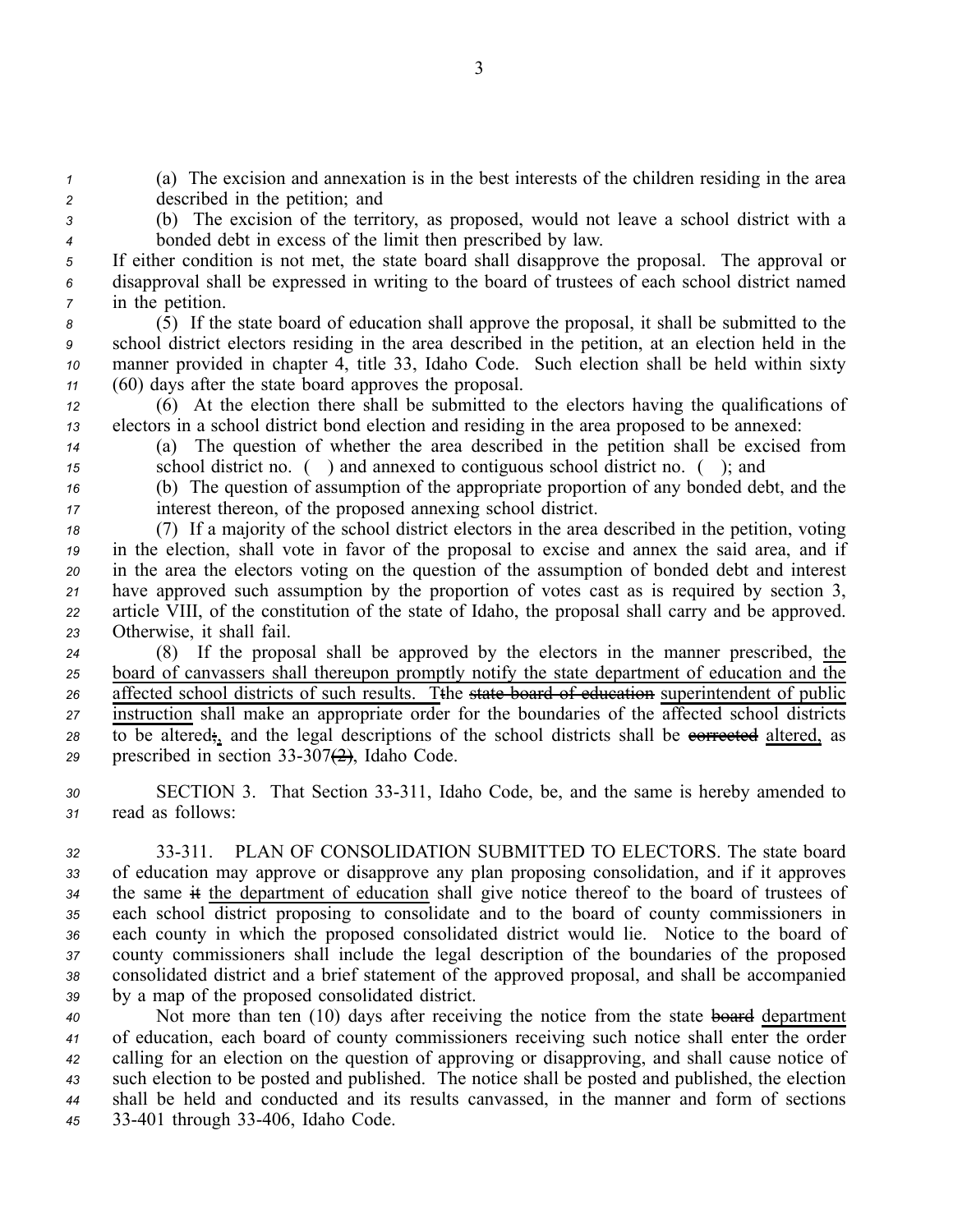(a) The excision and annexation is in the best interests of the children residing in the area described in the petition; and

(b) The excision of the territory, as proposed, would not leave a school district with a bonded debt in excess of the limit then prescribed by law.

If either condition is not met, the state board shall disapprove the proposal. The approval or disapproval shall be expressed in writing to the board of trustees of each school district named in the petition.

(5) If the state board of education shall approve the proposal, it shall be submitted to the school district electors residing in the area described in the petition, at an election held in the manner provided in chapter 4, title 33, Idaho Code. Such election shall be held within sixty (60) days after the state board approves the proposal.

(6) At the election there shall be submitted to the electors having the qualifications of electors in a school district bond election and residing in the area proposed to be annexed:

(a) The question of whether the area described in the petition shall be excised from school district no. ( ) and annexed to contiguous school district no. ( ); and

(b) The question of assumption of the appropriate proportion of any bonded debt, and the interest thereon, of the proposed annexing school district.

(7) If a majority of the school district electors in the area described in the petition, voting in the election, shall vote in favor of the proposal to excise and annex the said area, and if in the area the electors voting on the question of the assumption of bonded debt and interest have approved such assumption by the proportion of votes cast as is required by section 3, article VIII, of the constitution of the state of Idaho, the proposal shall carry and be approved. Otherwise, it shall fail.

(8) If the proposal shall be approved by the electors in the manner prescribed, the board of canvassers shall thereupon promptly notify the state department of education and the affected school districts of such results. Tthe ~~state board of education~~ superintendent of public instruction shall make an appropriate order for the boundaries of the affected school districts to be altered;, and the legal descriptions of the school districts shall be ~~corrected~~ altered, as prescribed in section 33-307~~(2)~~, Idaho Code.

SECTION 3. That Section 33-311, Idaho Code, be, and the same is hereby amended to read as follows:

33-311. PLAN OF CONSOLIDATION SUBMITTED TO ELECTORS. The state board of education may approve or disapprove any plan proposing consolidation, and if it approves the same ~~it~~ the department of education shall give notice thereof to the board of trustees of each school district proposing to consolidate and to the board of county commissioners in each county in which the proposed consolidated district would lie. Notice to the board of county commissioners shall include the legal description of the boundaries of the proposed consolidated district and a brief statement of the approved proposal, and shall be accompanied by a map of the proposed consolidated district.

Not more than ten (10) days after receiving the notice from the state ~~board~~ department of education, each board of county commissioners receiving such notice shall enter the order calling for an election on the question of approving or disapproving, and shall cause notice of such election to be posted and published. The notice shall be posted and published, the election shall be held and conducted and its results canvassed, in the manner and form of sections 33-401 through 33-406, Idaho Code.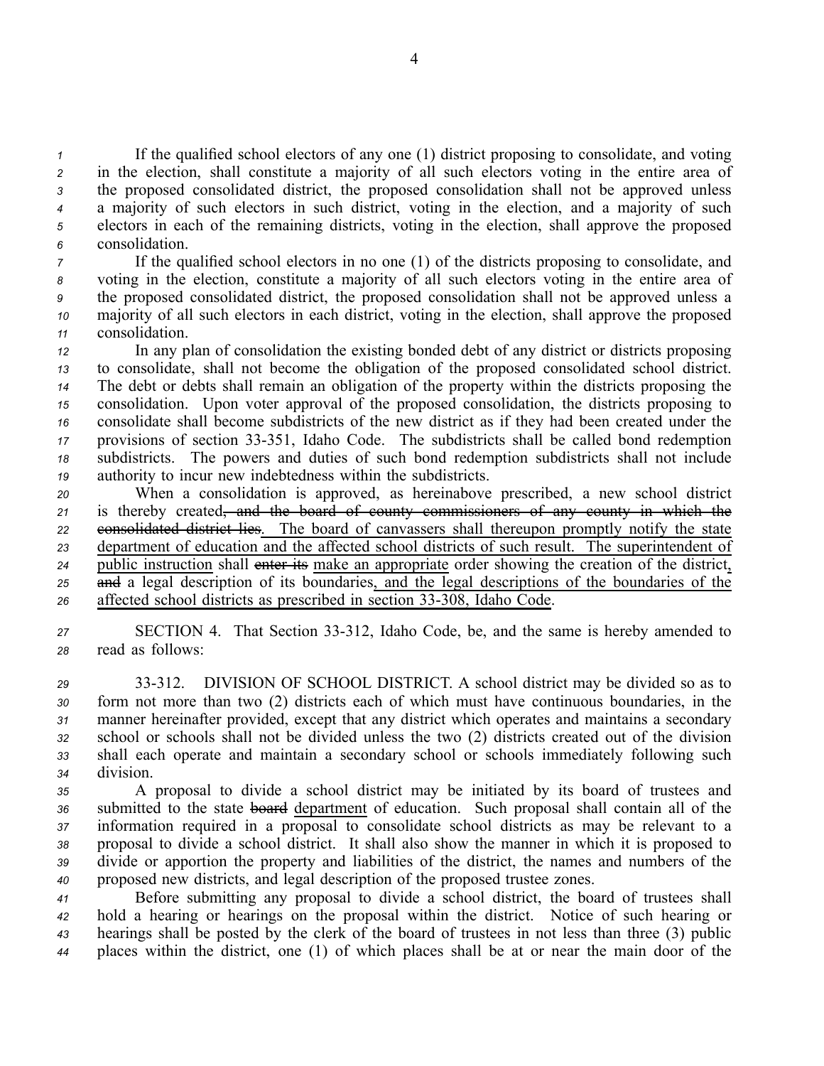If the qualified school electors of any one (1) district proposing to consolidate, and voting in the election, shall constitute a majority of all such electors voting in the entire area of the proposed consolidated district, the proposed consolidation shall not be approved unless a majority of such electors in such district, voting in the election, and a majority of such electors in each of the remaining districts, voting in the election, shall approve the proposed consolidation.

If the qualified school electors in no one (1) of the districts proposing to consolidate, and voting in the election, constitute a majority of all such electors voting in the entire area of the proposed consolidated district, the proposed consolidation shall not be approved unless a majority of all such electors in each district, voting in the election, shall approve the proposed consolidation.

In any plan of consolidation the existing bonded debt of any district or districts proposing to consolidate, shall not become the obligation of the proposed consolidated school district. The debt or debts shall remain an obligation of the property within the districts proposing the consolidation. Upon voter approval of the proposed consolidation, the districts proposing to consolidate shall become subdistricts of the new district as if they had been created under the provisions of section 33-351, Idaho Code. The subdistricts shall be called bond redemption subdistricts. The powers and duties of such bond redemption subdistricts shall not include authority to incur new indebtedness within the subdistricts.

When a consolidation is approved, as hereinabove prescribed, a new school district is thereby created~~, and the board of county commissioners of any county in which the consolidated district lies~~. <u>The board of canvassers shall thereupon promptly notify the state department of education and the affected school districts of such result. The superintendent of public instruction</u> shall ~~enter its~~ <u>make an appropriate</u> order showing the creation of the district<u>,</u> ~~and~~ a legal description of its boundaries<u>, and the legal descriptions of the boundaries of the affected school districts as prescribed in section 33-308, Idaho Code</u>.

SECTION 4. That Section 33-312, Idaho Code, be, and the same is hereby amended to read as follows:

33-312. DIVISION OF SCHOOL DISTRICT. A school district may be divided so as to form not more than two (2) districts each of which must have continuous boundaries, in the manner hereinafter provided, except that any district which operates and maintains a secondary school or schools shall not be divided unless the two (2) districts created out of the division shall each operate and maintain a secondary school or schools immediately following such division.

A proposal to divide a school district may be initiated by its board of trustees and submitted to the state ~~board~~ <u>department</u> of education. Such proposal shall contain all of the information required in a proposal to consolidate school districts as may be relevant to a proposal to divide a school district. It shall also show the manner in which it is proposed to divide or apportion the property and liabilities of the district, the names and numbers of the proposed new districts, and legal description of the proposed trustee zones.

Before submitting any proposal to divide a school district, the board of trustees shall hold a hearing or hearings on the proposal within the district. Notice of such hearing or hearings shall be posted by the clerk of the board of trustees in not less than three (3) public places within the district, one (1) of which places shall be at or near the main door of the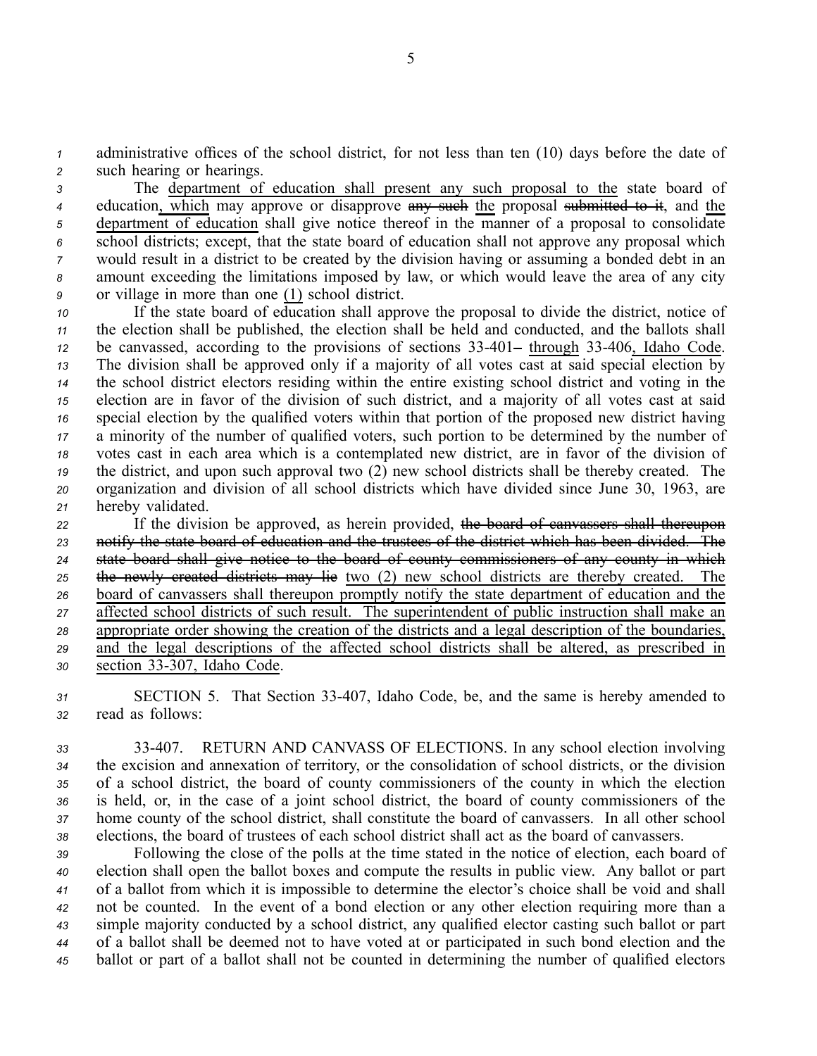administrative offices of the school district, for not less than ten (10) days before the date of such hearing or hearings.

The department of education shall present any such proposal to the state board of education, which may approve or disapprove ~~any such~~ the proposal ~~submitted to it~~, and the department of education shall give notice thereof in the manner of a proposal to consolidate school districts; except, that the state board of education shall not approve any proposal which would result in a district to be created by the division having or assuming a bonded debt in an amount exceeding the limitations imposed by law, or which would leave the area of any city or village in more than one (1) school district.

If the state board of education shall approve the proposal to divide the district, notice of the election shall be published, the election shall be held and conducted, and the ballots shall be canvassed, according to the provisions of sections 33-401~~–~~ through 33-406, Idaho Code. The division shall be approved only if a majority of all votes cast at said special election by the school district electors residing within the entire existing school district and voting in the election are in favor of the division of such district, and a majority of all votes cast at said special election by the qualified voters within that portion of the proposed new district having a minority of the number of qualified voters, such portion to be determined by the number of votes cast in each area which is a contemplated new district, are in favor of the division of the district, and upon such approval two (2) new school districts shall be thereby created. The organization and division of all school districts which have divided since June 30, 1963, are hereby validated.

If the division be approved, as herein provided, ~~the board of canvassers shall thereupon notify the state board of education and the trustees of the district which has been divided. The state board shall give notice to the board of county commissioners of any county in which the newly created districts may lie~~ two (2) new school districts are thereby created. The board of canvassers shall thereupon promptly notify the state department of education and the affected school districts of such result. The superintendent of public instruction shall make an appropriate order showing the creation of the districts and a legal description of the boundaries, and the legal descriptions of the affected school districts shall be altered, as prescribed in section 33-307, Idaho Code.

SECTION 5. That Section 33-407, Idaho Code, be, and the same is hereby amended to read as follows:

33-407. RETURN AND CANVASS OF ELECTIONS. In any school election involving the excision and annexation of territory, or the consolidation of school districts, or the division of a school district, the board of county commissioners of the county in which the election is held, or, in the case of a joint school district, the board of county commissioners of the home county of the school district, shall constitute the board of canvassers. In all other school elections, the board of trustees of each school district shall act as the board of canvassers.

Following the close of the polls at the time stated in the notice of election, each board of election shall open the ballot boxes and compute the results in public view. Any ballot or part of a ballot from which it is impossible to determine the elector's choice shall be void and shall not be counted. In the event of a bond election or any other election requiring more than a simple majority conducted by a school district, any qualified elector casting such ballot or part of a ballot shall be deemed not to have voted at or participated in such bond election and the ballot or part of a ballot shall not be counted in determining the number of qualified electors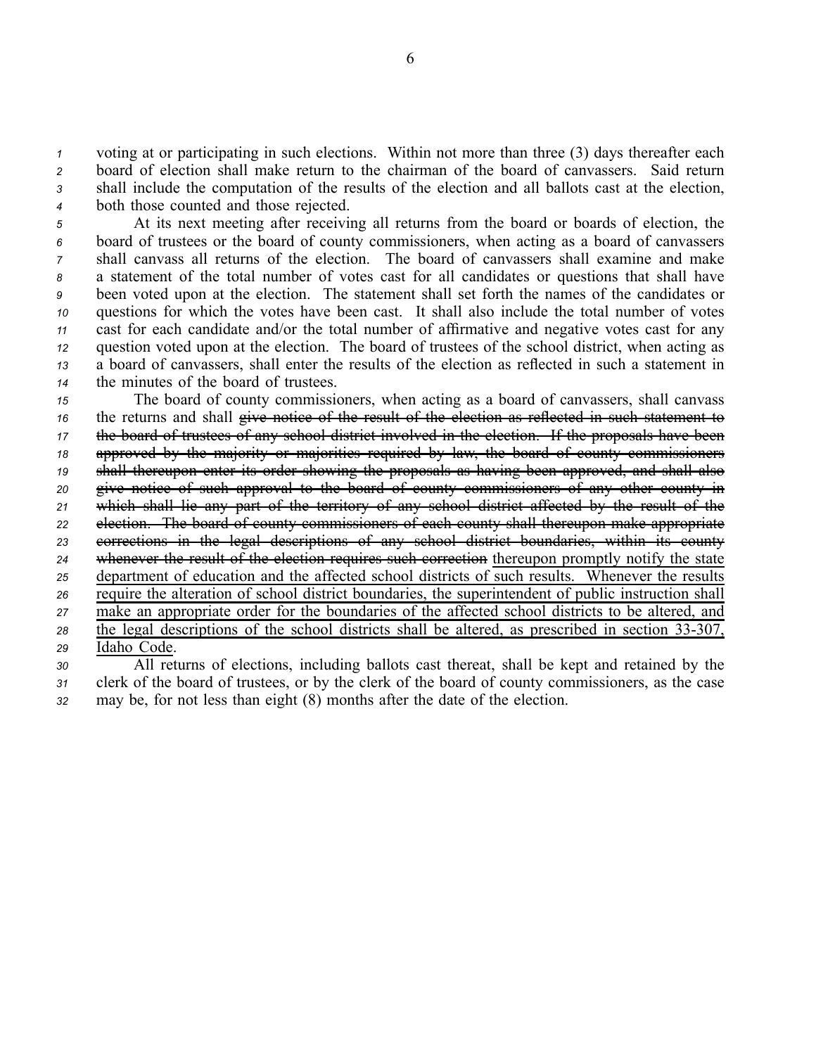voting at or participating in such elections. Within not more than three (3) days thereafter each board of election shall make return to the chairman of the board of canvassers. Said return shall include the computation of the results of the election and all ballots cast at the election, both those counted and those rejected.

At its next meeting after receiving all returns from the board or boards of election, the board of trustees or the board of county commissioners, when acting as a board of canvassers shall canvass all returns of the election. The board of canvassers shall examine and make a statement of the total number of votes cast for all candidates or questions that shall have been voted upon at the election. The statement shall set forth the names of the candidates or questions for which the votes have been cast. It shall also include the total number of votes cast for each candidate and/or the total number of affirmative and negative votes cast for any question voted upon at the election. The board of trustees of the school district, when acting as a board of canvassers, shall enter the results of the election as reflected in such a statement in the minutes of the board of trustees.

The board of county commissioners, when acting as a board of canvassers, shall canvass the returns and shall ~~give notice of the result of the election as reflected in such statement to the board of trustees of any school district involved in the election. If the proposals have been approved by the majority or majorities required by law, the board of county commissioners shall thereupon enter its order showing the proposals as having been approved, and shall also give notice of such approval to the board of county commissioners of any other county in which shall lie any part of the territory of any school district affected by the result of the election. The board of county commissioners of each county shall thereupon make appropriate corrections in the legal descriptions of any school district boundaries, within its county whenever the result of the election requires such correction~~ <u>thereupon promptly notify the state department of education and the affected school districts of such results. Whenever the results require the alteration of school district boundaries, the superintendent of public instruction shall make an appropriate order for the boundaries of the affected school districts to be altered, and the legal descriptions of the school districts shall be altered, as prescribed in section 33-307, Idaho Code</u>.

All returns of elections, including ballots cast thereat, shall be kept and retained by the clerk of the board of trustees, or by the clerk of the board of county commissioners, as the case may be, for not less than eight (8) months after the date of the election.